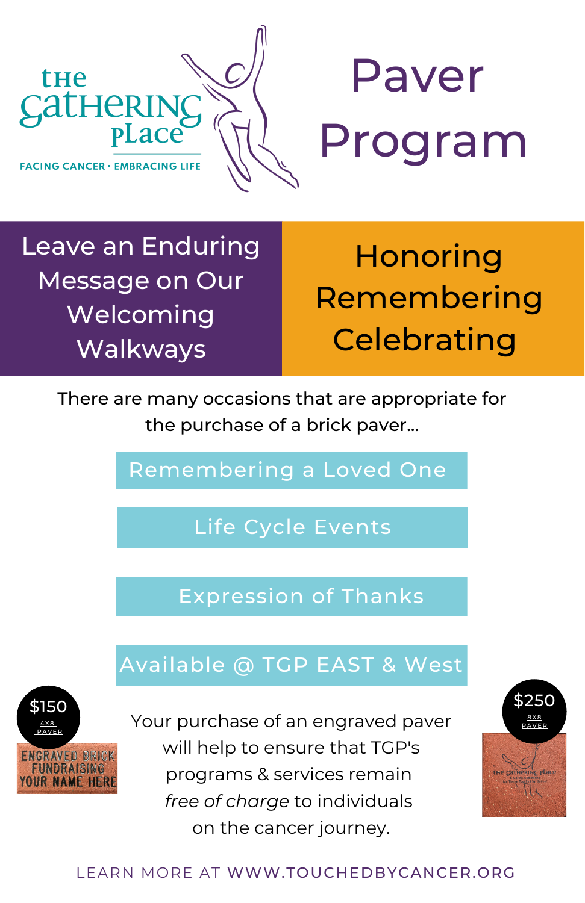The Gathering Place

FACING CANCER · EMBRACING LIFE

# Paver Program

## Leave an Enduring Message on Our Welcoming Walkways

## Honoring Remembering Celebrating

There are many occasions that are appropriate for the purchase of a brick paver...

- Remembering a Loved One
- Life Cycle Events
- Expression of Thanks
- Available @ TGP EAST & West

**$150** 4X8 PAVER

ENGRAVED BRICK FUNDRAISING YOUR NAME HERE

**$250** 8X8 PAVER

Your purchase of an engraved paver will help to ensure that TGP's programs & services remain *free of charge* to individuals on the cancer journey.

LEARN MORE AT WWW.TOUCHEDBYCANCER.ORG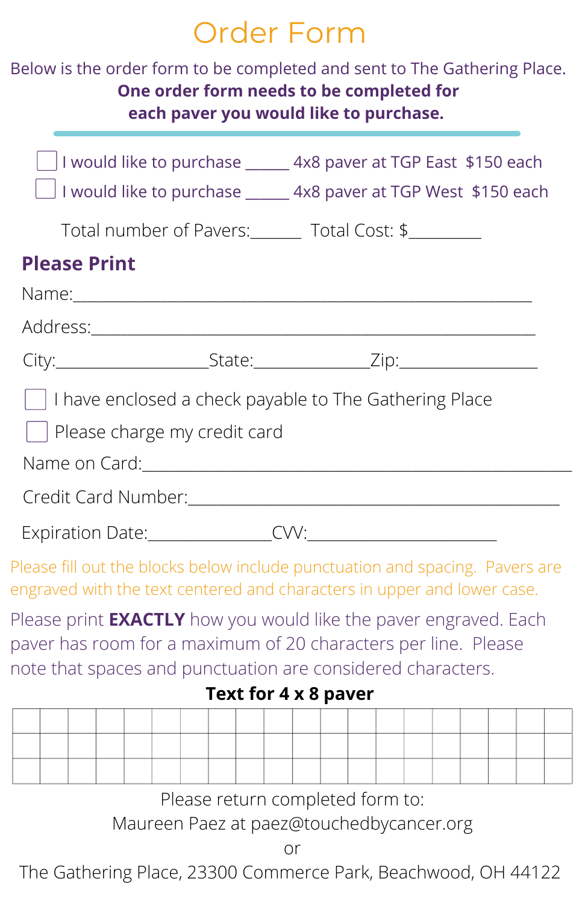# Order Form

Below is the order form to be completed and sent to The Gathering Place.
**One order form needs to be completed for each paver you would like to purchase.**

---

☐ I would like to purchase ______ 4x8 paver at TGP East $150 each

☐ I would like to purchase ______ 4x8 paver at TGP West $150 each

Total number of Pavers:______ Total Cost: $_________

## Please Print

Name:___________________________________________________

Address:_________________________________________________

City:_________________State:_____________Zip:_______________

☐ I have enclosed a check payable to The Gathering Place

☐ Please charge my credit card

Name on Card:_____________________________________________

Credit Card Number:_______________________________________

Expiration Date:______________CVV:______________________

Please fill out the blocks below include punctuation and spacing. Pavers are engraved with the text centered and characters in upper and lower case.

Please print **EXACTLY** how you would like the paver engraved. Each paver has room for a maximum of 20 characters per line. Please note that spaces and punctuation are considered characters.

**Text for 4 x 8 paver**

| | | | | | | | | | | | | | | | | | | | |
|---|---|---|---|---|---|---|---|---|---|---|---|---|---|---|---|---|---|---|---|
| | | | | | | | | | | | | | | | | | | | |
| | | | | | | | | | | | | | | | | | | | |

Please return completed form to:
Maureen Paez at paez@touchedbycancer.org
or
The Gathering Place, 23300 Commerce Park, Beachwood, OH 44122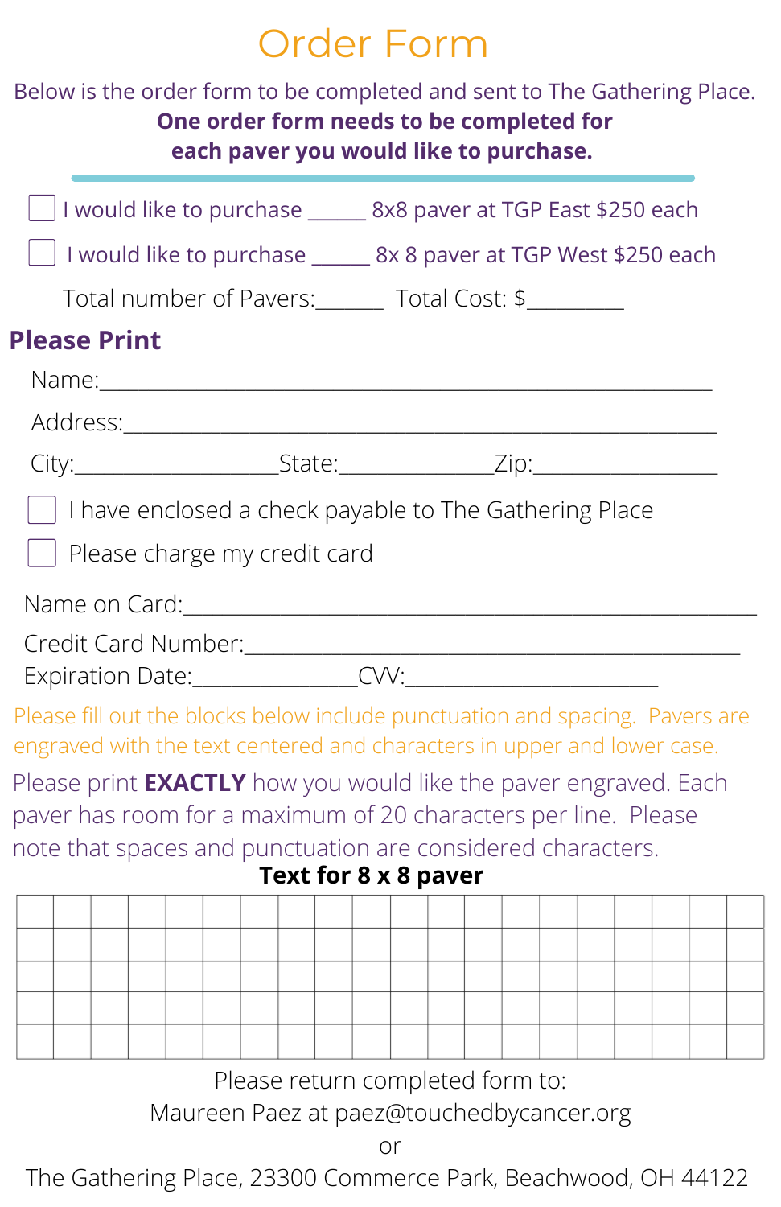# Order Form

Below is the order form to be completed and sent to The Gathering Place.
**One order form needs to be completed for each paver you would like to purchase.**

☐ I would like to purchase ______ 8x8 paver at TGP East $250 each

☐ I would like to purchase ______ 8x 8 paver at TGP West $250 each

Total number of Pavers:______ Total Cost: $_________

## Please Print

Name:_______________________________________________

Address:_____________________________________________

City:__________________State:_____________Zip:________________

☐ I have enclosed a check payable to The Gathering Place

☐ Please charge my credit card

Name on Card:_______________________________________________

Credit Card Number:__________________________________________

Expiration Date:_______________CVV:_______________________

Please fill out the blocks below include punctuation and spacing. Pavers are engraved with the text centered and characters in upper and lower case.

Please print **EXACTLY** how you would like the paver engraved. Each paver has room for a maximum of 20 characters per line. Please note that spaces and punctuation are considered characters.

**Text for 8 x 8 paver**

| | | | | | | | | | | | | | | | | | | | |
|---|---|---|---|---|---|---|---|---|---|---|---|---|---|---|---|---|---|---|---|
| | | | | | | | | | | | | | | | | | | | |
| | | | | | | | | | | | | | | | | | | | |
| | | | | | | | | | | | | | | | | | | | |
| | | | | | | | | | | | | | | | | | | | |
| | | | | | | | | | | | | | | | | | | | |

Please return completed form to:
Maureen Paez at paez@touchedbycancer.org
or
The Gathering Place, 23300 Commerce Park, Beachwood, OH 44122